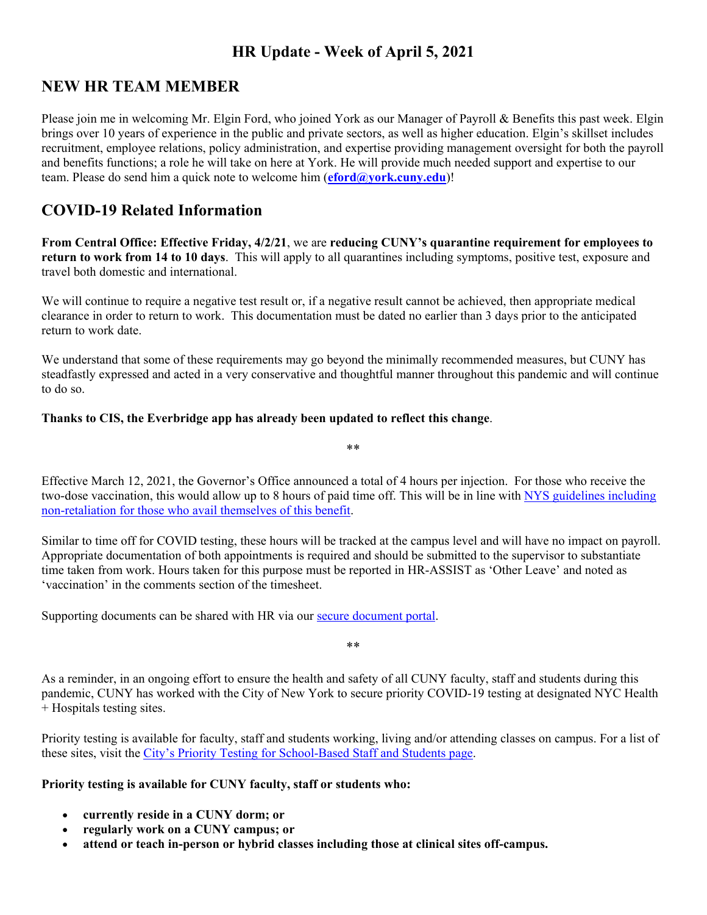# HR Update - Week of April 5, 2021

## NEW HR TEAM MEMBER

Please join me in welcoming Mr. Elgin Ford, who joined York as our Manager of Payroll & Benefits this past week. Elgin brings over 10 years of experience in the public and private sectors, as well as higher education. Elgin's skillset includes recruitment, employee relations, policy administration, and expertise providing management oversight for both the payroll and benefits functions; a role he will take on here at York. He will provide much needed support and expertise to our team. Please do send him a quick note to welcome him (**eford@york.cuny.edu**)!

## COVID-19 Related Information

**From Central Office: Effective Friday, 4/2/21**, we are **reducing CUNY's quarantine requirement for employees to return to work from 14 to 10 days**. This will apply to all quarantines including symptoms, positive test, exposure and travel both domestic and international.

We will continue to require a negative test result or, if a negative result cannot be achieved, then appropriate medical clearance in order to return to work. This documentation must be dated no earlier than 3 days prior to the anticipated return to work date.

We understand that some of these requirements may go beyond the minimally recommended measures, but CUNY has steadfastly expressed and acted in a very conservative and thoughtful manner throughout this pandemic and will continue to do so.

**Thanks to CIS, the Everbridge app has already been updated to reflect this change**.

**

Effective March 12, 2021, the Governor's Office announced a total of 4 hours per injection. For those who receive the two-dose vaccination, this would allow up to 8 hours of paid time off. This will be in line with NYS guidelines including non-retaliation for those who avail themselves of this benefit.

Similar to time off for COVID testing, these hours will be tracked at the campus level and will have no impact on payroll. Appropriate documentation of both appointments is required and should be submitted to the supervisor to substantiate time taken from work. Hours taken for this purpose must be reported in HR-ASSIST as 'Other Leave' and noted as 'vaccination' in the comments section of the timesheet.

Supporting documents can be shared with HR via our secure document portal.

**

As a reminder, in an ongoing effort to ensure the health and safety of all CUNY faculty, staff and students during this pandemic, CUNY has worked with the City of New York to secure priority COVID-19 testing at designated NYC Health + Hospitals testing sites.

Priority testing is available for faculty, staff and students working, living and/or attending classes on campus. For a list of these sites, visit the City's Priority Testing for School-Based Staff and Students page.

**Priority testing is available for CUNY faculty, staff or students who:**

- **currently reside in a CUNY dorm; or**
- **regularly work on a CUNY campus; or**
- **attend or teach in-person or hybrid classes including those at clinical sites off-campus.**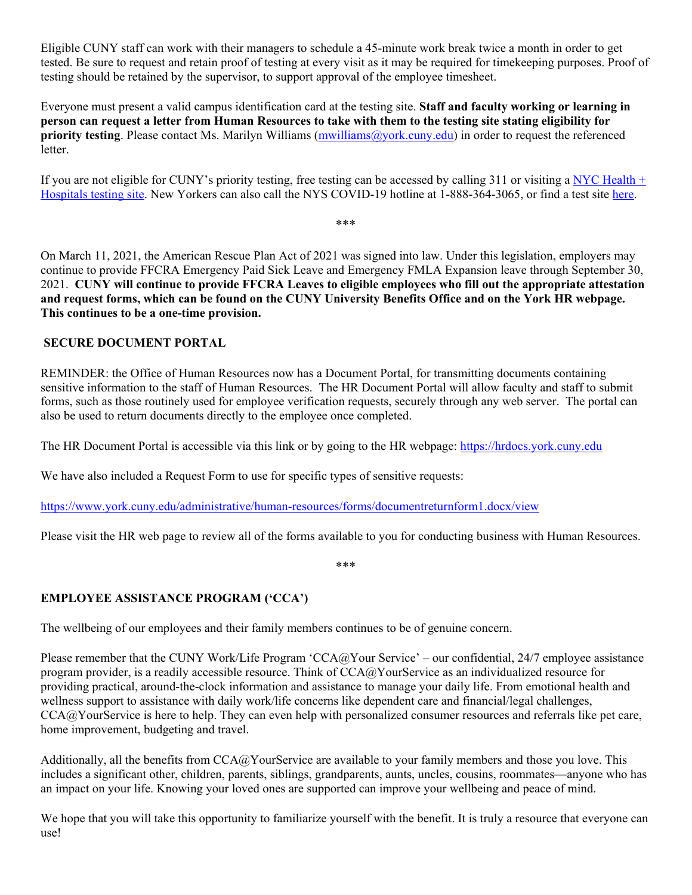Eligible CUNY staff can work with their managers to schedule a 45-minute work break twice a month in order to get tested. Be sure to request and retain proof of testing at every visit as it may be required for timekeeping purposes. Proof of testing should be retained by the supervisor, to support approval of the employee timesheet.

Everyone must present a valid campus identification card at the testing site. **Staff and faculty working or learning in person can request a letter from Human Resources to take with them to the testing site stating eligibility for priority testing**. Please contact Ms. Marilyn Williams ([mwilliams@york.cuny.edu](mailto:mwilliams@york.cuny.edu)) in order to request the referenced letter.

If you are not eligible for CUNY's priority testing, free testing can be accessed by calling 311 or visiting a [NYC Health + Hospitals testing site](). New Yorkers can also call the NYS COVID-19 hotline at 1-888-364-3065, or find a test site [here]().

***

On March 11, 2021, the American Rescue Plan Act of 2021 was signed into law. Under this legislation, employers may continue to provide FFCRA Emergency Paid Sick Leave and Emergency FMLA Expansion leave through September 30, 2021. **CUNY will continue to provide FFCRA Leaves to eligible employees who fill out the appropriate attestation and request forms, which can be found on the CUNY University Benefits Office and on the York HR webpage. This continues to be a one-time provision.**

## SECURE DOCUMENT PORTAL

REMINDER: the Office of Human Resources now has a Document Portal, for transmitting documents containing sensitive information to the staff of Human Resources. The HR Document Portal will allow faculty and staff to submit forms, such as those routinely used for employee verification requests, securely through any web server. The portal can also be used to return documents directly to the employee once completed.

The HR Document Portal is accessible via this link or by going to the HR webpage: [https://hrdocs.york.cuny.edu](https://hrdocs.york.cuny.edu)

We have also included a Request Form to use for specific types of sensitive requests:

[https://www.york.cuny.edu/administrative/human-resources/forms/documentreturnform1.docx/view](https://www.york.cuny.edu/administrative/human-resources/forms/documentreturnform1.docx/view)

Please visit the HR web page to review all of the forms available to you for conducting business with Human Resources.

***

## EMPLOYEE ASSISTANCE PROGRAM ('CCA')

The wellbeing of our employees and their family members continues to be of genuine concern.

Please remember that the CUNY Work/Life Program 'CCA@Your Service' – our confidential, 24/7 employee assistance program provider, is a readily accessible resource. Think of CCA@YourService as an individualized resource for providing practical, around-the-clock information and assistance to manage your daily life. From emotional health and wellness support to assistance with daily work/life concerns like dependent care and financial/legal challenges, CCA@YourService is here to help. They can even help with personalized consumer resources and referrals like pet care, home improvement, budgeting and travel.

Additionally, all the benefits from CCA@YourService are available to your family members and those you love. This includes a significant other, children, parents, siblings, grandparents, aunts, uncles, cousins, roommates—anyone who has an impact on your life. Knowing your loved ones are supported can improve your wellbeing and peace of mind.

We hope that you will take this opportunity to familiarize yourself with the benefit. It is truly a resource that everyone can use!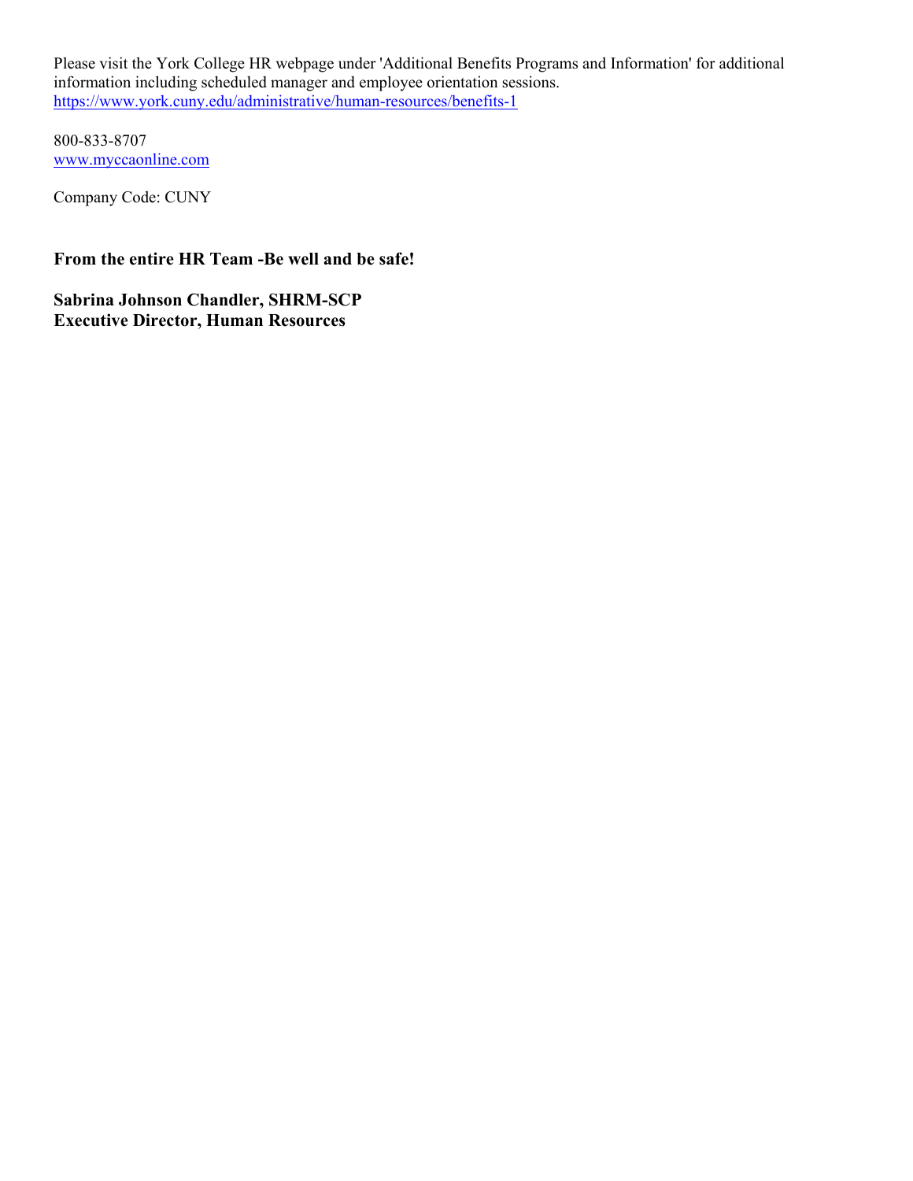Please visit the York College HR webpage under 'Additional Benefits Programs and Information' for additional information including scheduled manager and employee orientation sessions.
[https://www.york.cuny.edu/administrative/human-resources/benefits-1](https://www.york.cuny.edu/administrative/human-resources/benefits-1)

800-833-8707
[www.myccaonline.com](http://www.myccaonline.com)

Company Code: CUNY

**From the entire HR Team -Be well and be safe!**

**Sabrina Johnson Chandler, SHRM-SCP**
**Executive Director, Human Resources**